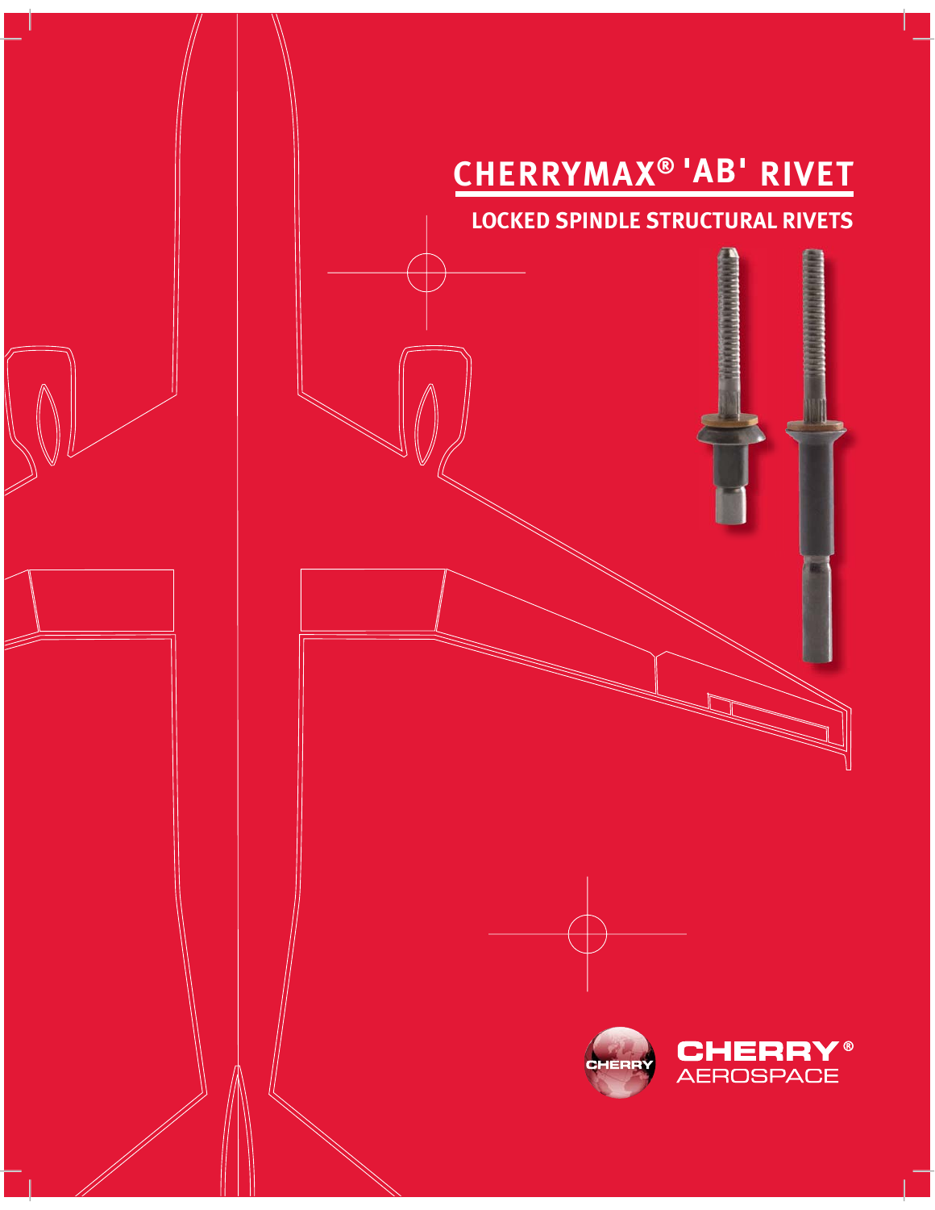# CHERRYMAX® 'AB' RIVET

## LOCKED SPINDLE STRUCTURAL RIVETS

CHERRY® AEROSPACE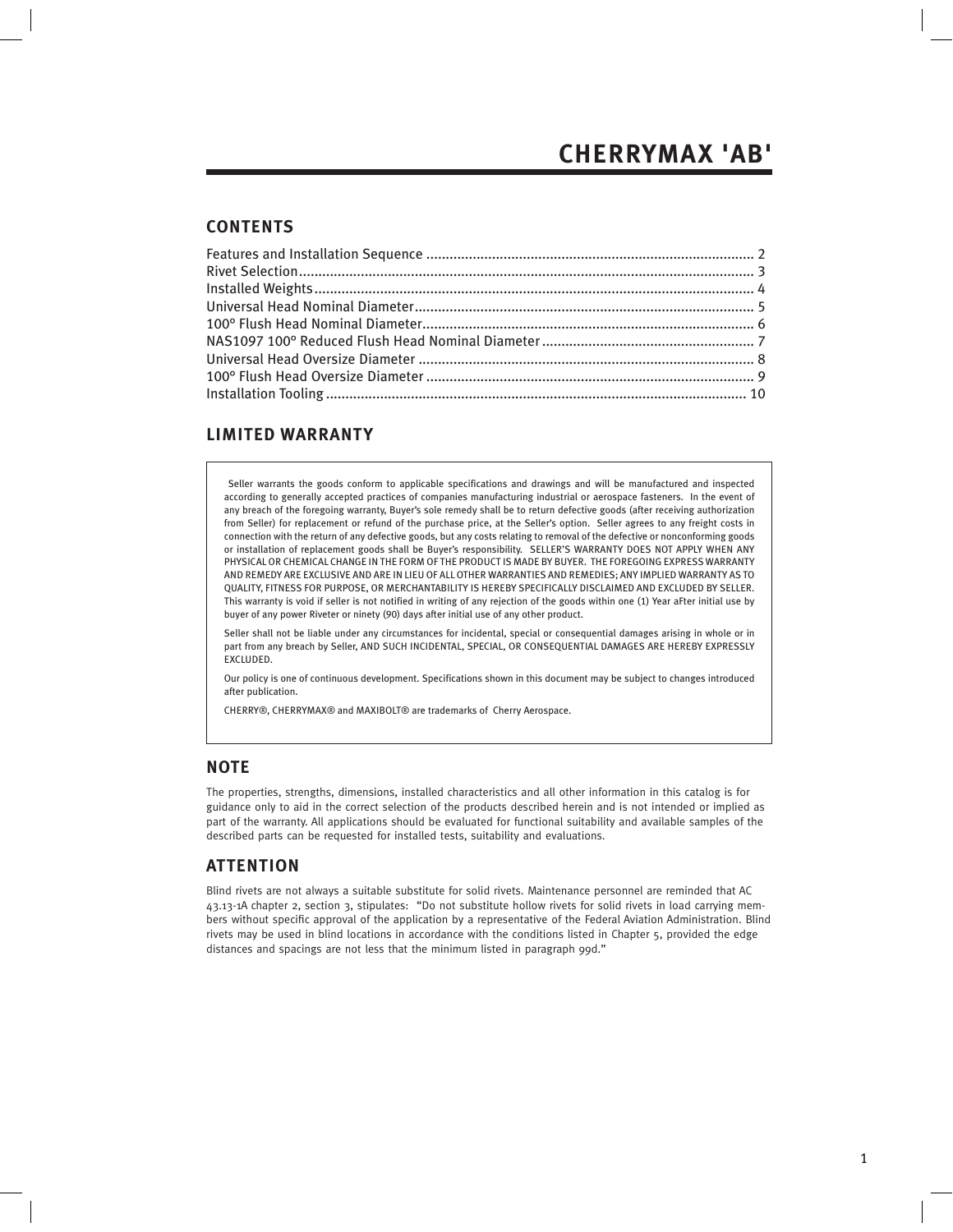# CHERRYMAX 'AB'

## CONTENTS

Features and Installation Sequence .................................................................................... 2
Rivet Selection.................................................................................................................... 3
Installed Weights................................................................................................................ 4
Universal Head Nominal Diameter....................................................................................... 5
100° Flush Head Nominal Diameter..................................................................................... 6
NAS1097 100° Reduced Flush Head Nominal Diameter ....................................................... 7
Universal Head Oversize Diameter ...................................................................................... 8
100° Flush Head Oversize Diameter .................................................................................... 9
Installation Tooling ........................................................................................................... 10

## LIMITED WARRANTY

Seller warrants the goods conform to applicable specifications and drawings and will be manufactured and inspected according to generally accepted practices of companies manufacturing industrial or aerospace fasteners. In the event of any breach of the foregoing warranty, Buyer's sole remedy shall be to return defective goods (after receiving authorization from Seller) for replacement or refund of the purchase price, at the Seller's option. Seller agrees to any freight costs in connection with the return of any defective goods, but any costs relating to removal of the defective or nonconforming goods or installation of replacement goods shall be Buyer's responsibility. SELLER'S WARRANTY DOES NOT APPLY WHEN ANY PHYSICAL OR CHEMICAL CHANGE IN THE FORM OF THE PRODUCT IS MADE BY BUYER. THE FOREGOING EXPRESS WARRANTY AND REMEDY ARE EXCLUSIVE AND ARE IN LIEU OF ALL OTHER WARRANTIES AND REMEDIES; ANY IMPLIED WARRANTY AS TO QUALITY, FITNESS FOR PURPOSE, OR MERCHANTABILITY IS HEREBY SPECIFICALLY DISCLAIMED AND EXCLUDED BY SELLER. This warranty is void if seller is not notified in writing of any rejection of the goods within one (1) Year aFter initial use by buyer of any power Riveter or ninety (90) days after initial use of any other product.

Seller shall not be liable under any circumstances for incidental, special or consequential damages arising in whole or in part from any breach by Seller, AND SUCH INCIDENTAL, SPECIAL, OR CONSEQUENTIAL DAMAGES ARE HEREBY EXPRESSLY EXCLUDED.

Our policy is one of continuous development. Specifications shown in this document may be subject to changes introduced after publication.

CHERRY®, CHERRYMAX® and MAXIBOLT® are trademarks of Cherry Aerospace.

## NOTE

The properties, strengths, dimensions, installed characteristics and all other information in this catalog is for guidance only to aid in the correct selection of the products described herein and is not intended or implied as part of the warranty. All applications should be evaluated for functional suitability and available samples of the described parts can be requested for installed tests, suitability and evaluations.

## ATTENTION

Blind rivets are not always a suitable substitute for solid rivets. Maintenance personnel are reminded that AC 43.13-1A chapter 2, section 3, stipulates: "Do not substitute hollow rivets for solid rivets in load carrying members without specific approval of the application by a representative of the Federal Aviation Administration. Blind rivets may be used in blind locations in accordance with the conditions listed in Chapter 5, provided the edge distances and spacings are not less that the minimum listed in paragraph 99d."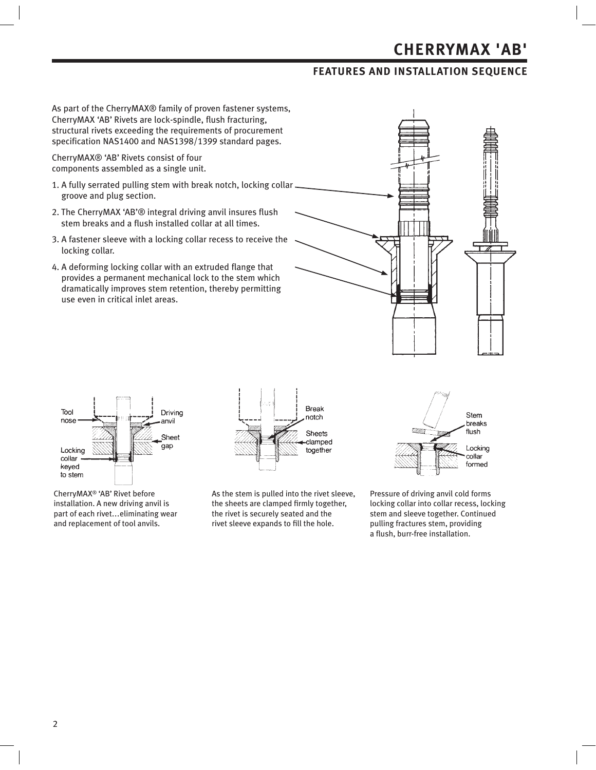# CHERRYMAX 'AB'

## FEATURES AND INSTALLATION SEQUENCE

As part of the CherryMAX® family of proven fastener systems, CherryMAX 'AB' Rivets are lock-spindle, flush fracturing, structural rivets exceeding the requirements of procurement specification NAS1400 and NAS1398/1399 standard pages.

CherryMAX® 'AB' Rivets consist of four components assembled as a single unit.

1. A fully serrated pulling stem with break notch, locking collar groove and plug section.
2. The CherryMAX 'AB'® integral driving anvil insures flush stem breaks and a flush installed collar at all times.
3. A fastener sleeve with a locking collar recess to receive the locking collar.
4. A deforming locking collar with an extruded flange that provides a permanent mechanical lock to the stem which dramatically improves stem retention, thereby permitting use even in critical inlet areas.

CherryMAX® 'AB' Rivet before installation. A new driving anvil is part of each rivet…eliminating wear and replacement of tool anvils.

As the stem is pulled into the rivet sleeve, the sheets are clamped firmly together, the rivet is securely seated and the rivet sleeve expands to fill the hole.

Pressure of driving anvil cold forms locking collar into collar recess, locking stem and sleeve together. Continued pulling fractures stem, providing a flush, burr-free installation.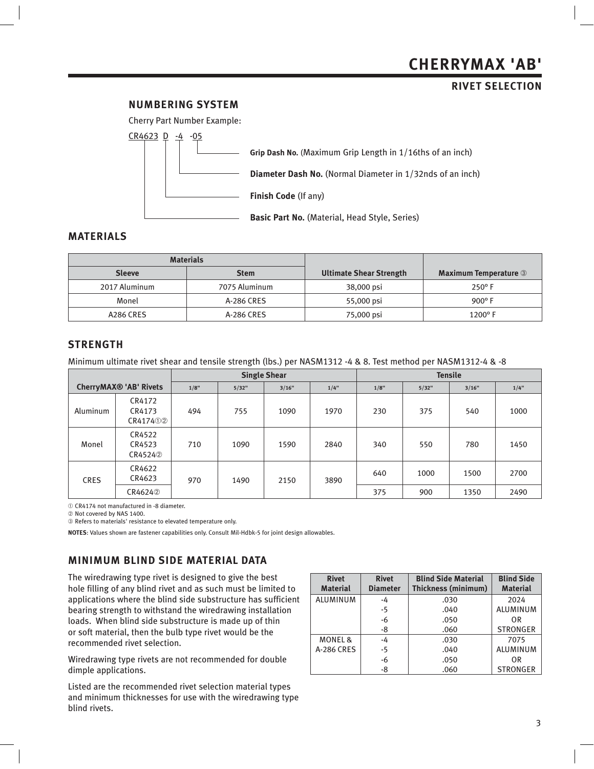# CHERRYMAX 'AB'

## RIVET SELECTION

### NUMBERING SYSTEM

Cherry Part Number Example:

CR4623 D -4 -05

- **Grip Dash No.** (Maximum Grip Length in 1/16ths of an inch)
- **Diameter Dash No.** (Normal Diameter in 1/32nds of an inch)
- **Finish Code** (If any)
- **Basic Part No.** (Material, Head Style, Series)

## MATERIALS

| Materials | | Ultimate Shear Strength | Maximum Temperature ③ |
|---|---|---|---|
| Sleeve | Stem | | |
| 2017 Aluminum | 7075 Aluminum | 38,000 psi | 250° F |
| Monel | A-286 CRES | 55,000 psi | 900° F |
| A286 CRES | A-286 CRES | 75,000 psi | 1200° F |

## STRENGTH

Minimum ultimate rivet shear and tensile strength (lbs.) per NASM1312 -4 & 8. Test method per NASM1312-4 & -8

| CherryMAX® 'AB' Rivets | | Single Shear | | | | Tensile | | | |
|---|---|---|---|---|---|---|---|---|---|
| | | 1/8" | 5/32" | 3/16" | 1/4" | 1/8" | 5/32" | 3/16" | 1/4" |
| Aluminum | CR4172 CR4173 CR4174①② | 494 | 755 | 1090 | 1970 | 230 | 375 | 540 | 1000 |
| Monel | CR4522 CR4523 CR4524② | 710 | 1090 | 1590 | 2840 | 340 | 550 | 780 | 1450 |
| CRES | CR4622 CR4623 | 970 | 1490 | 2150 | 3890 | 640 | 1000 | 1500 | 2700 |
| | CR4624② | | | | | 375 | 900 | 1350 | 2490 |

① CR4174 not manufactured in -8 diameter.
② Not covered by NAS 1400.
③ Refers to materials' resistance to elevated temperature only.

**NOTES**: Values shown are fastener capabilities only. Consult Mil-Hdbk-5 for joint design allowables.

## MINIMUM BLIND SIDE MATERIAL DATA

The wiredrawing type rivet is designed to give the best hole filling of any blind rivet and as such must be limited to applications where the blind side substructure has sufficient bearing strength to withstand the wiredrawing installation loads. When blind side substructure is made up of thin or soft material, then the bulb type rivet would be the recommended rivet selection.

Wiredrawing type rivets are not recommended for double dimple applications.

Listed are the recommended rivet selection material types and minimum thicknesses for use with the wiredrawing type blind rivets.

| Rivet Material | Rivet Diameter | Blind Side Material Thickness (minimum) | Blind Side Material |
|---|---|---|---|
| ALUMINUM | -4 | .030 | 2024 |
| | -5 | .040 | ALUMINUM |
| | -6 | .050 | OR |
| | -8 | .060 | STRONGER |
| MONEL & A-286 CRES | -4 | .030 | 7075 |
| | -5 | .040 | ALUMINUM |
| | -6 | .050 | OR |
| | -8 | .060 | STRONGER |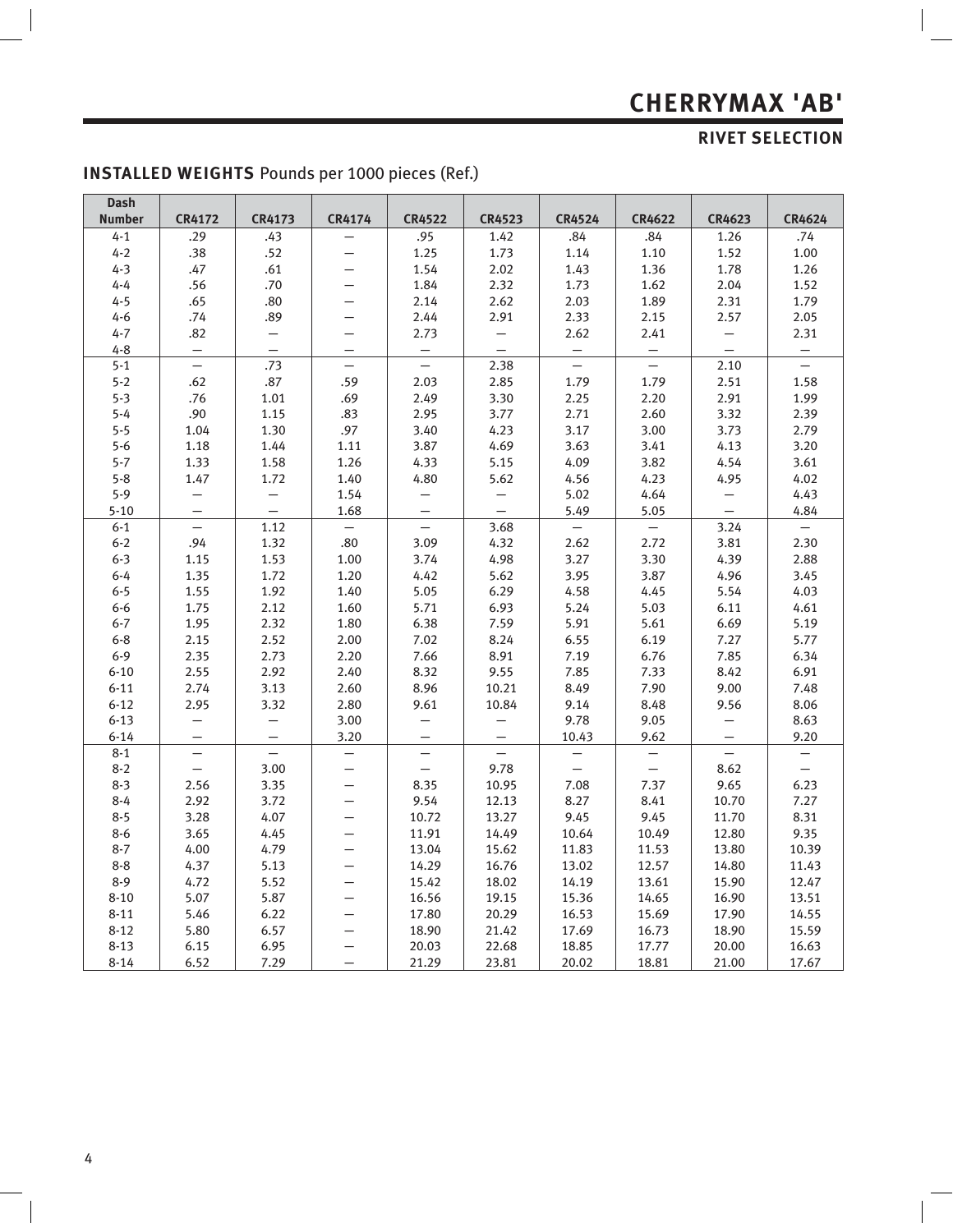# CHERRYMAX 'AB'

## RIVET SELECTION

### INSTALLED WEIGHTS Pounds per 1000 pieces (Ref.)

| Dash Number | CR4172 | CR4173 | CR4174 | CR4522 | CR4523 | CR4524 | CR4622 | CR4623 | CR4624 |
|---|---|---|---|---|---|---|---|---|---|
| 4-1 | .29 | .43 | — | .95 | 1.42 | .84 | .84 | 1.26 | .74 |
| 4-2 | .38 | .52 | — | 1.25 | 1.73 | 1.14 | 1.10 | 1.52 | 1.00 |
| 4-3 | .47 | .61 | — | 1.54 | 2.02 | 1.43 | 1.36 | 1.78 | 1.26 |
| 4-4 | .56 | .70 | — | 1.84 | 2.32 | 1.73 | 1.62 | 2.04 | 1.52 |
| 4-5 | .65 | .80 | — | 2.14 | 2.62 | 2.03 | 1.89 | 2.31 | 1.79 |
| 4-6 | .74 | .89 | — | 2.44 | 2.91 | 2.33 | 2.15 | 2.57 | 2.05 |
| 4-7 | .82 | — | — | 2.73 | — | 2.62 | 2.41 | — | 2.31 |
| 4-8 | — | — | — | — | — | — | — | — | — |
| 5-1 | — | .73 | — | — | 2.38 | — | — | 2.10 | — |
| 5-2 | .62 | .87 | .59 | 2.03 | 2.85 | 1.79 | 1.79 | 2.51 | 1.58 |
| 5-3 | .76 | 1.01 | .69 | 2.49 | 3.30 | 2.25 | 2.20 | 2.91 | 1.99 |
| 5-4 | .90 | 1.15 | .83 | 2.95 | 3.77 | 2.71 | 2.60 | 3.32 | 2.39 |
| 5-5 | 1.04 | 1.30 | .97 | 3.40 | 4.23 | 3.17 | 3.00 | 3.73 | 2.79 |
| 5-6 | 1.18 | 1.44 | 1.11 | 3.87 | 4.69 | 3.63 | 3.41 | 4.13 | 3.20 |
| 5-7 | 1.33 | 1.58 | 1.26 | 4.33 | 5.15 | 4.09 | 3.82 | 4.54 | 3.61 |
| 5-8 | 1.47 | 1.72 | 1.40 | 4.80 | 5.62 | 4.56 | 4.23 | 4.95 | 4.02 |
| 5-9 | — | — | 1.54 | — | — | 5.02 | 4.64 | — | 4.43 |
| 5-10 | — | — | 1.68 | — | — | 5.49 | 5.05 | — | 4.84 |
| 6-1 | — | 1.12 | — | — | 3.68 | — | — | 3.24 | — |
| 6-2 | .94 | 1.32 | .80 | 3.09 | 4.32 | 2.62 | 2.72 | 3.81 | 2.30 |
| 6-3 | 1.15 | 1.53 | 1.00 | 3.74 | 4.98 | 3.27 | 3.30 | 4.39 | 2.88 |
| 6-4 | 1.35 | 1.72 | 1.20 | 4.42 | 5.62 | 3.95 | 3.87 | 4.96 | 3.45 |
| 6-5 | 1.55 | 1.92 | 1.40 | 5.05 | 6.29 | 4.58 | 4.45 | 5.54 | 4.03 |
| 6-6 | 1.75 | 2.12 | 1.60 | 5.71 | 6.93 | 5.24 | 5.03 | 6.11 | 4.61 |
| 6-7 | 1.95 | 2.32 | 1.80 | 6.38 | 7.59 | 5.91 | 5.61 | 6.69 | 5.19 |
| 6-8 | 2.15 | 2.52 | 2.00 | 7.02 | 8.24 | 6.55 | 6.19 | 7.27 | 5.77 |
| 6-9 | 2.35 | 2.73 | 2.20 | 7.66 | 8.91 | 7.19 | 6.76 | 7.85 | 6.34 |
| 6-10 | 2.55 | 2.92 | 2.40 | 8.32 | 9.55 | 7.85 | 7.33 | 8.42 | 6.91 |
| 6-11 | 2.74 | 3.13 | 2.60 | 8.96 | 10.21 | 8.49 | 7.90 | 9.00 | 7.48 |
| 6-12 | 2.95 | 3.32 | 2.80 | 9.61 | 10.84 | 9.14 | 8.48 | 9.56 | 8.06 |
| 6-13 | — | — | 3.00 | — | — | 9.78 | 9.05 | — | 8.63 |
| 6-14 | — | — | 3.20 | — | — | 10.43 | 9.62 | — | 9.20 |
| 8-1 | — | — | — | — | — | — | — | — | — |
| 8-2 | — | 3.00 | — | — | 9.78 | — | — | 8.62 | — |
| 8-3 | 2.56 | 3.35 | — | 8.35 | 10.95 | 7.08 | 7.37 | 9.65 | 6.23 |
| 8-4 | 2.92 | 3.72 | — | 9.54 | 12.13 | 8.27 | 8.41 | 10.70 | 7.27 |
| 8-5 | 3.28 | 4.07 | — | 10.72 | 13.27 | 9.45 | 9.45 | 11.70 | 8.31 |
| 8-6 | 3.65 | 4.45 | — | 11.91 | 14.49 | 10.64 | 10.49 | 12.80 | 9.35 |
| 8-7 | 4.00 | 4.79 | — | 13.04 | 15.62 | 11.83 | 11.53 | 13.80 | 10.39 |
| 8-8 | 4.37 | 5.13 | — | 14.29 | 16.76 | 13.02 | 12.57 | 14.80 | 11.43 |
| 8-9 | 4.72 | 5.52 | — | 15.42 | 18.02 | 14.19 | 13.61 | 15.90 | 12.47 |
| 8-10 | 5.07 | 5.87 | — | 16.56 | 19.15 | 15.36 | 14.65 | 16.90 | 13.51 |
| 8-11 | 5.46 | 6.22 | — | 17.80 | 20.29 | 16.53 | 15.69 | 17.90 | 14.55 |
| 8-12 | 5.80 | 6.57 | — | 18.90 | 21.42 | 17.69 | 16.73 | 18.90 | 15.59 |
| 8-13 | 6.15 | 6.95 | — | 20.03 | 22.68 | 18.85 | 17.77 | 20.00 | 16.63 |
| 8-14 | 6.52 | 7.29 | — | 21.29 | 23.81 | 20.02 | 18.81 | 21.00 | 17.67 |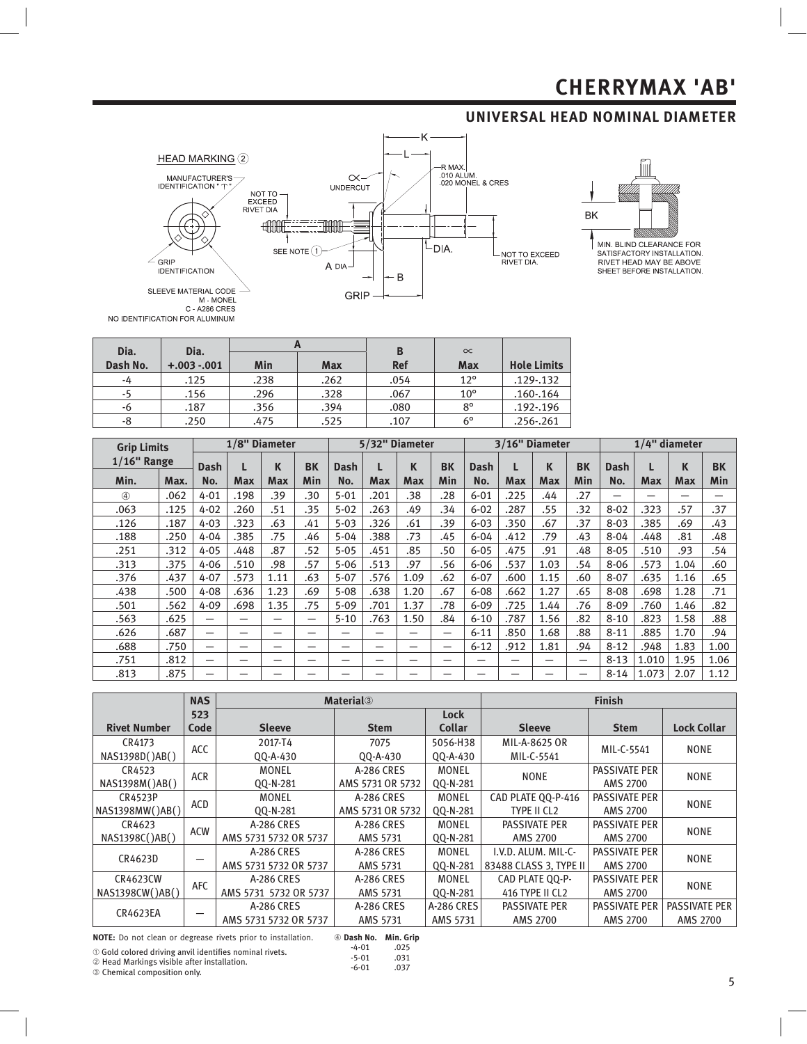# CHERRYMAX 'AB'

## UNIVERSAL HEAD NOMINAL DIAMETER

HEAD MARKING ②

MANUFACTURER'S IDENTIFICATION "ʘ"

GRIP IDENTIFICATION

SLEEVE MATERIAL CODE
M - MONEL
C - A286 CRES
NO IDENTIFICATION FOR ALUMINUM

NOT TO EXCEED RIVET DIA

SEE NOTE ①

∝ UNDERCUT

K

L

R MAX. .010 ALUM. .020 MONEL & CRES

DIA.

NOT TO EXCEED RIVET DIA.

A DIA

B

GRIP

BK

MIN. BLIND CLEARANCE FOR SATISFACTORY INSTALLATION. RIVET HEAD MAY BE ABOVE SHEET BEFORE INSTALLATION.

| Dia. Dash No. | Dia. +.003 -.001 | A Min | A Max | B Ref | ∝ Max | Hole Limits |
|---|---|---|---|---|---|---|
| -4 | .125 | .238 | .262 | .054 | 12° | .129-.132 |
| -5 | .156 | .296 | .328 | .067 | 10° | .160-.164 |
| -6 | .187 | .356 | .394 | .080 | 8° | .192-.196 |
| -8 | .250 | .475 | .525 | .107 | 6° | .256-.261 |

| Grip Limits 1/16" Range | | 1/8" Diameter | | | | 5/32" Diameter | | | | 3/16" Diameter | | | | 1/4" diameter | | | |
|---|---|---|---|---|---|---|---|---|---|---|---|---|---|---|---|---|---|
| Min. | Max. | Dash No. | L Max | K Max | BK Min | Dash No. | L Max | K Max | BK Min | Dash No. | L Max | K Max | BK Min | Dash No. | L Max | K Max | BK Min |
| ④ | .062 | 4-01 | .198 | .39 | .30 | 5-01 | .201 | .38 | .28 | 6-01 | .225 | .44 | .27 | — | — | — | — |
| .063 | .125 | 4-02 | .260 | .51 | .35 | 5-02 | .263 | .49 | .34 | 6-02 | .287 | .55 | .32 | 8-02 | .323 | .57 | .37 |
| .126 | .187 | 4-03 | .323 | .63 | .41 | 5-03 | .326 | .61 | .39 | 6-03 | .350 | .67 | .37 | 8-03 | .385 | .69 | .43 |
| .188 | .250 | 4-04 | .385 | .75 | .46 | 5-04 | .388 | .73 | .45 | 6-04 | .412 | .79 | .43 | 8-04 | .448 | .81 | .48 |
| .251 | .312 | 4-05 | .448 | .87 | .52 | 5-05 | .451 | .85 | .50 | 6-05 | .475 | .91 | .48 | 8-05 | .510 | .93 | .54 |
| .313 | .375 | 4-06 | .510 | .98 | .57 | 5-06 | .513 | .97 | .56 | 6-06 | .537 | 1.03 | .54 | 8-06 | .573 | 1.04 | .60 |
| .376 | .437 | 4-07 | .573 | 1.11 | .63 | 5-07 | .576 | 1.09 | .62 | 6-07 | .600 | 1.15 | .60 | 8-07 | .635 | 1.16 | .65 |
| .438 | .500 | 4-08 | .636 | 1.23 | .69 | 5-08 | .638 | 1.20 | .67 | 6-08 | .662 | 1.27 | .65 | 8-08 | .698 | 1.28 | .71 |
| .501 | .562 | 4-09 | .698 | 1.35 | .75 | 5-09 | .701 | 1.37 | .78 | 6-09 | .725 | 1.44 | .76 | 8-09 | .760 | 1.46 | .82 |
| .563 | .625 | — | — | — | — | 5-10 | .763 | 1.50 | .84 | 6-10 | .787 | 1.56 | .82 | 8-10 | .823 | 1.58 | .88 |
| .626 | .687 | — | — | — | — | — | — | — | — | 6-11 | .850 | 1.68 | .88 | 8-11 | .885 | 1.70 | .94 |
| .688 | .750 | — | — | — | — | — | — | — | — | 6-12 | .912 | 1.81 | .94 | 8-12 | .948 | 1.83 | 1.00 |
| .751 | .812 | — | — | — | — | — | — | — | — | — | — | — | — | 8-13 | 1.010 | 1.95 | 1.06 |
| .813 | .875 | — | — | — | — | — | — | — | — | — | — | — | — | 8-14 | 1.073 | 2.07 | 1.12 |

| Rivet Number | NAS 523 Code | Material③ Sleeve | Material③ Stem | Material③ Lock Collar | Finish Sleeve | Finish Stem | Finish Lock Collar |
|---|---|---|---|---|---|---|---|
| CR4173 NAS1398D()AB() | ACC | 2017-T4 QQ-A-430 | 7075 QQ-A-430 | 5056-H38 QQ-A-430 | MIL-A-8625 OR MIL-C-5541 | MIL-C-5541 | NONE |
| CR4523 NAS1398M()AB() | ACR | MONEL QQ-N-281 | A-286 CRES AMS 5731 OR 5732 | MONEL QQ-N-281 | NONE | PASSIVATE PER AMS 2700 | NONE |
| CR4523P NAS1398MW()AB() | ACD | MONEL QQ-N-281 | A-286 CRES AMS 5731 OR 5732 | MONEL QQ-N-281 | CAD PLATE QQ-P-416 TYPE II CL2 | PASSIVATE PER AMS 2700 | NONE |
| CR4623 NAS1398C()AB() | ACW | A-286 CRES AMS 5731 5732 OR 5737 | A-286 CRES AMS 5731 | MONEL QQ-N-281 | PASSIVATE PER AMS 2700 | PASSIVATE PER AMS 2700 | NONE |
| CR4623D | — | A-286 CRES AMS 5731 5732 OR 5737 | A-286 CRES AMS 5731 | MONEL QQ-N-281 | I.V.D. ALUM. MIL-C-83488 CLASS 3, TYPE II | PASSIVATE PER AMS 2700 | NONE |
| CR4623CW NAS1398CW()AB() | AFC | A-286 CRES AMS 5731 5732 OR 5737 | A-286 CRES AMS 5731 | MONEL QQ-N-281 | CAD PLATE QQ-P-416 TYPE II CL2 | PASSIVATE PER AMS 2700 | NONE |
| CR4623EA | — | A-286 CRES AMS 5731 5732 OR 5737 | A-286 CRES AMS 5731 | A-286 CRES AMS 5731 | PASSIVATE PER AMS 2700 | PASSIVATE PER AMS 2700 | PASSIVATE PER AMS 2700 |

**NOTE:** Do not clean or degrease rivets prior to installation.

① Gold colored driving anvil identifies nominal rivets.
② Head Markings visible after installation.
③ Chemical composition only.

| ④ Dash No. | Min. Grip |
|---|---|
| -4-01 | .025 |
| -5-01 | .031 |
| -6-01 | .037 |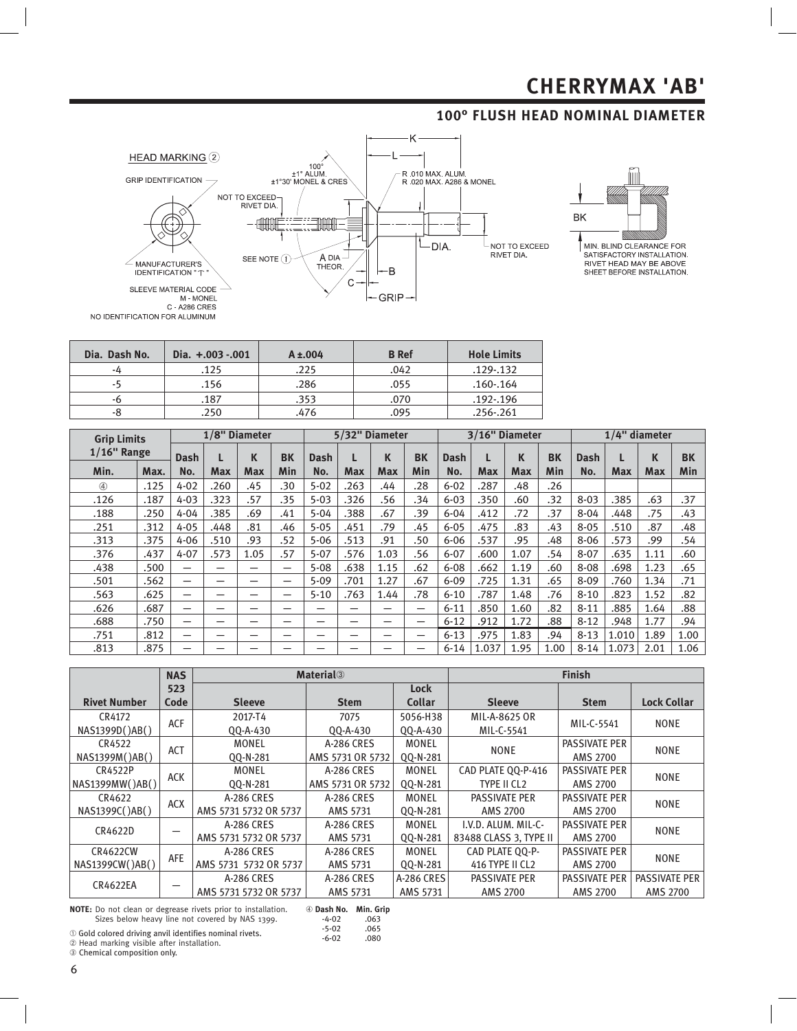# CHERRYMAX 'AB'

## 100° FLUSH HEAD NOMINAL DIAMETER

HEAD MARKING ②

GRIP IDENTIFICATION

MANUFACTURER'S IDENTIFICATION "⊤"

SLEEVE MATERIAL CODE
M - MONEL
C - A286 CRES
NO IDENTIFICATION FOR ALUMINUM

100°
±1° ALUM.
±1°30' MONEL & CRES

NOT TO EXCEED RIVET DIA.

SEE NOTE ①

A DIA THEOR.

R .010 MAX. ALUM.
R .020 MAX. A286 & MONEL

DIA.

NOT TO EXCEED RIVET DIA.

K L B C GRIP

BK

MIN. BLIND CLEARANCE FOR SATISFACTORY INSTALLATION. RIVET HEAD MAY BE ABOVE SHEET BEFORE INSTALLATION.

| Dia. Dash No. | Dia. +.003 -.001 | A ±.004 | B Ref | Hole Limits |
|---|---|---|---|---|
| -4 | .125 | .225 | .042 | .129-.132 |
| -5 | .156 | .286 | .055 | .160-.164 |
| -6 | .187 | .353 | .070 | .192-.196 |
| -8 | .250 | .476 | .095 | .256-.261 |

| Grip Limits 1/16" Range | | 1/8" Diameter | | | | 5/32" Diameter | | | | 3/16" Diameter | | | | 1/4" diameter | | | |
|---|---|---|---|---|---|---|---|---|---|---|---|---|---|---|---|---|---|
| Min. | Max. | Dash No. | L Max | K Max | BK Min | Dash No. | L Max | K Max | BK Min | Dash No. | L Max | K Max | BK Min | Dash No. | L Max | K Max | BK Min |
| ④ | .125 | 4-02 | .260 | .45 | .30 | 5-02 | .263 | .44 | .28 | 6-02 | .287 | .48 | .26 | | | | |
| .126 | .187 | 4-03 | .323 | .57 | .35 | 5-03 | .326 | .56 | .34 | 6-03 | .350 | .60 | .32 | 8-03 | .385 | .63 | .37 |
| .188 | .250 | 4-04 | .385 | .69 | .41 | 5-04 | .388 | .67 | .39 | 6-04 | .412 | .72 | .37 | 8-04 | .448 | .75 | .43 |
| .251 | .312 | 4-05 | .448 | .81 | .46 | 5-05 | .451 | .79 | .45 | 6-05 | .475 | .83 | .43 | 8-05 | .510 | .87 | .48 |
| .313 | .375 | 4-06 | .510 | .93 | .52 | 5-06 | .513 | .91 | .50 | 6-06 | .537 | .95 | .48 | 8-06 | .573 | .99 | .54 |
| .376 | .437 | 4-07 | .573 | 1.05 | .57 | 5-07 | .576 | 1.03 | .56 | 6-07 | .600 | 1.07 | .54 | 8-07 | .635 | 1.11 | .60 |
| .438 | .500 | — | — | — | — | 5-08 | .638 | 1.15 | .62 | 6-08 | .662 | 1.19 | .60 | 8-08 | .698 | 1.23 | .65 |
| .501 | .562 | — | — | — | — | 5-09 | .701 | 1.27 | .67 | 6-09 | .725 | 1.31 | .65 | 8-09 | .760 | 1.34 | .71 |
| .563 | .625 | — | — | — | — | 5-10 | .763 | 1.44 | .78 | 6-10 | .787 | 1.48 | .76 | 8-10 | .823 | 1.52 | .82 |
| .626 | .687 | — | — | — | — | — | — | — | — | 6-11 | .850 | 1.60 | .82 | 8-11 | .885 | 1.64 | .88 |
| .688 | .750 | — | — | — | — | — | — | — | — | 6-12 | .912 | 1.72 | .88 | 8-12 | .948 | 1.77 | .94 |
| .751 | .812 | — | — | — | — | — | — | — | — | 6-13 | .975 | 1.83 | .94 | 8-13 | 1.010 | 1.89 | 1.00 |
| .813 | .875 | — | — | — | — | — | — | — | — | 6-14 | 1.037 | 1.95 | 1.00 | 8-14 | 1.073 | 2.01 | 1.06 |

| Rivet Number | NAS 523 Code | Material③ | | | Finish | | |
|---|---|---|---|---|---|---|---|
| | | Sleeve | Stem | Lock Collar | Sleeve | Stem | Lock Collar |
| CR4172 NAS1399D()AB() | ACF | 2017-T4 QQ-A-430 | 7075 QQ-A-430 | 5056-H38 QQ-A-430 | MIL-A-8625 OR MIL-C-5541 | MIL-C-5541 | NONE |
| CR4522 NAS1399M()AB() | ACT | MONEL QQ-N-281 | A-286 CRES AMS 5731 OR 5732 | MONEL QQ-N-281 | NONE | PASSIVATE PER AMS 2700 | NONE |
| CR4522P NAS1399MW()AB() | ACK | MONEL QQ-N-281 | A-286 CRES AMS 5731 OR 5732 | MONEL QQ-N-281 | CAD PLATE QQ-P-416 TYPE II CL2 | PASSIVATE PER AMS 2700 | NONE |
| CR4622 NAS1399C()AB() | ACX | A-286 CRES AMS 5731 5732 OR 5737 | A-286 CRES AMS 5731 | MONEL QQ-N-281 | PASSIVATE PER AMS 2700 | PASSIVATE PER AMS 2700 | NONE |
| CR4622D | — | A-286 CRES AMS 5731 5732 OR 5737 | A-286 CRES AMS 5731 | MONEL QQ-N-281 | I.V.D. ALUM. MIL-C-83488 CLASS 3, TYPE II | PASSIVATE PER AMS 2700 | NONE |
| CR4622CW NAS1399CW()AB() | AFE | A-286 CRES AMS 5731 5732 OR 5737 | A-286 CRES AMS 5731 | MONEL QQ-N-281 | CAD PLATE QQ-P-416 TYPE II CL2 | PASSIVATE PER AMS 2700 | NONE |
| CR4622EA | — | A-286 CRES AMS 5731 5732 OR 5737 | A-286 CRES AMS 5731 | A-286 CRES AMS 5731 | PASSIVATE PER AMS 2700 | PASSIVATE PER AMS 2700 | PASSIVATE PER AMS 2700 |

**NOTE:** Do not clean or degrease rivets prior to installation. Sizes below heavy line not covered by NAS 1399.

① Gold colored driving anvil identifies nominal rivets.
② Head marking visible after installation.
③ Chemical composition only.

④

| Dash No. | Min. Grip |
|---|---|
| -4-02 | .063 |
| -5-02 | .065 |
| -6-02 | .080 |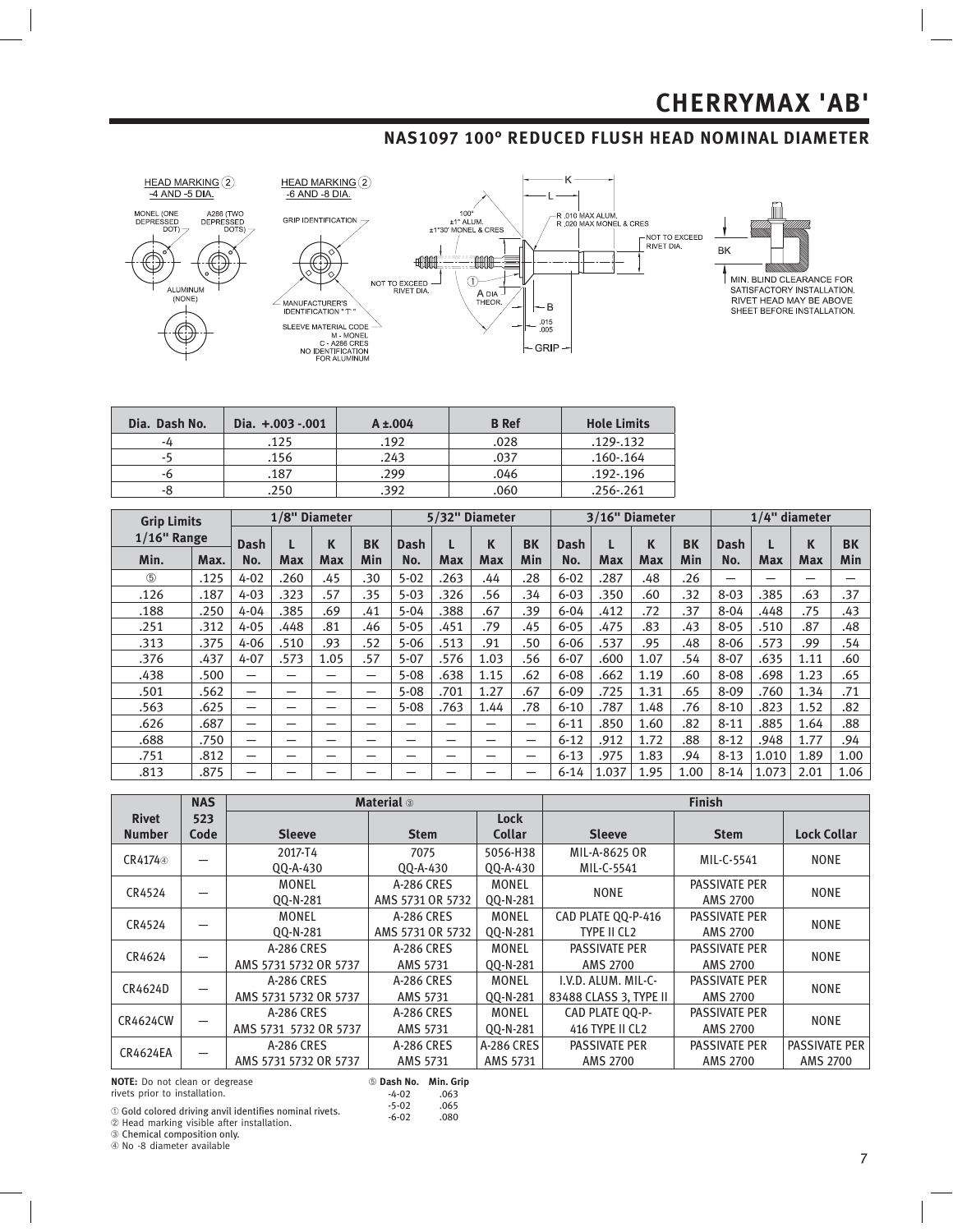# CHERRYMAX 'AB'

## NAS1097 100° REDUCED FLUSH HEAD NOMINAL DIAMETER

HEAD MARKING ② -4 AND -5 DIA.

MONEL (ONE DEPRESSED DOT) A286 (TWO DEPRESSED DOTS)

ALUMINUM (NONE)

HEAD MARKING ② -6 AND -8 DIA.

GRIP IDENTIFICATION

MANUFACTURER'S IDENTIFICATION "⊤"

SLEEVE MATERIAL CODE M - MONEL C - A286 CRES NO IDENTIFICATION FOR ALUMINUM

100° ±1° ALUM. ±1°30' MONEL & CRES

K L R .010 MAX ALUM. R .020 MAX MONEL & CRES

NOT TO EXCEED RIVET DIA.

① A DIA THEOR. B .015 .005 GRIP

BK

MIN. BLIND CLEARANCE FOR SATISFACTORY INSTALLATION. RIVET HEAD MAY BE ABOVE SHEET BEFORE INSTALLATION.

| Dia. Dash No. | Dia. +.003 -.001 | A ±.004 | B Ref | Hole Limits |
|---|---|---|---|---|
| -4 | .125 | .192 | .028 | .129-.132 |
| -5 | .156 | .243 | .037 | .160-.164 |
| -6 | .187 | .299 | .046 | .192-.196 |
| -8 | .250 | .392 | .060 | .256-.261 |

| Grip Limits 1/16" Range | | 1/8" Diameter | | | | 5/32" Diameter | | | | 3/16" Diameter | | | | 1/4" diameter | | | |
|---|---|---|---|---|---|---|---|---|---|---|---|---|---|---|---|---|---|
| Min. | Max. | Dash No. | L Max | K Max | BK Min | Dash No. | L Max | K Max | BK Min | Dash No. | L Max | K Max | BK Min | Dash No. | L Max | K Max | BK Min |
| ⑤ | .125 | 4-02 | .260 | .45 | .30 | 5-02 | .263 | .44 | .28 | 6-02 | .287 | .48 | .26 | — | — | — | — |
| .126 | .187 | 4-03 | .323 | .57 | .35 | 5-03 | .326 | .56 | .34 | 6-03 | .350 | .60 | .32 | 8-03 | .385 | .63 | .37 |
| .188 | .250 | 4-04 | .385 | .69 | .41 | 5-04 | .388 | .67 | .39 | 6-04 | .412 | .72 | .37 | 8-04 | .448 | .75 | .43 |
| .251 | .312 | 4-05 | .448 | .81 | .46 | 5-05 | .451 | .79 | .45 | 6-05 | .475 | .83 | .43 | 8-05 | .510 | .87 | .48 |
| .313 | .375 | 4-06 | .510 | .93 | .52 | 5-06 | .513 | .91 | .50 | 6-06 | .537 | .95 | .48 | 8-06 | .573 | .99 | .54 |
| .376 | .437 | 4-07 | .573 | 1.05 | .57 | 5-07 | .576 | 1.03 | .56 | 6-07 | .600 | 1.07 | .54 | 8-07 | .635 | 1.11 | .60 |
| .438 | .500 | — | — | — | — | 5-08 | .638 | 1.15 | .62 | 6-08 | .662 | 1.19 | .60 | 8-08 | .698 | 1.23 | .65 |
| .501 | .562 | — | — | — | — | 5-08 | .701 | 1.27 | .67 | 6-09 | .725 | 1.31 | .65 | 8-09 | .760 | 1.34 | .71 |
| .563 | .625 | — | — | — | — | 5-08 | .763 | 1.44 | .78 | 6-10 | .787 | 1.48 | .76 | 8-10 | .823 | 1.52 | .82 |
| .626 | .687 | — | — | — | — | — | — | — | — | 6-11 | .850 | 1.60 | .82 | 8-11 | .885 | 1.64 | .88 |
| .688 | .750 | — | — | — | — | — | — | — | — | 6-12 | .912 | 1.72 | .88 | 8-12 | .948 | 1.77 | .94 |
| .751 | .812 | — | — | — | — | — | — | — | — | 6-13 | .975 | 1.83 | .94 | 8-13 | 1.010 | 1.89 | 1.00 |
| .813 | .875 | — | — | — | — | — | — | — | — | 6-14 | 1.037 | 1.95 | 1.00 | 8-14 | 1.073 | 2.01 | 1.06 |

| Rivet Number | NAS 523 Code | Material ③ | | | Finish | | |
|---|---|---|---|---|---|---|---|
| | | Sleeve | Stem | Lock Collar | Sleeve | Stem | Lock Collar |
| CR4174④ | — | 2017-T4 QQ-A-430 | 7075 QQ-A-430 | 5056-H38 QQ-A-430 | MIL-A-8625 OR MIL-C-5541 | MIL-C-5541 | NONE |
| CR4524 | — | MONEL QQ-N-281 | A-286 CRES AMS 5731 OR 5732 | MONEL QQ-N-281 | NONE | PASSIVATE PER AMS 2700 | NONE |
| CR4524 | — | MONEL QQ-N-281 | A-286 CRES AMS 5731 OR 5732 | MONEL QQ-N-281 | CAD PLATE QQ-P-416 TYPE II CL2 | PASSIVATE PER AMS 2700 | NONE |
| CR4624 | — | A-286 CRES AMS 5731 5732 OR 5737 | A-286 CRES AMS 5731 | MONEL QQ-N-281 | PASSIVATE PER AMS 2700 | PASSIVATE PER AMS 2700 | NONE |
| CR4624D | — | A-286 CRES AMS 5731 5732 OR 5737 | A-286 CRES AMS 5731 | MONEL QQ-N-281 | I.V.D. ALUM. MIL-C-83488 CLASS 3, TYPE II | PASSIVATE PER AMS 2700 | NONE |
| CR4624CW | — | A-286 CRES AMS 5731 5732 OR 5737 | A-286 CRES AMS 5731 | MONEL QQ-N-281 | CAD PLATE QQ-P-416 TYPE II CL2 | PASSIVATE PER AMS 2700 | NONE |
| CR4624EA | — | A-286 CRES AMS 5731 5732 OR 5737 | A-286 CRES AMS 5731 | A-286 CRES AMS 5731 | PASSIVATE PER AMS 2700 | PASSIVATE PER AMS 2700 | PASSIVATE PER AMS 2700 |

**NOTE:** Do not clean or degrease rivets prior to installation.

① Gold colored driving anvil identifies nominal rivets.
② Head marking visible after installation.
③ Chemical composition only.
④ No -8 diameter available

⑤

| Dash No. | Min. Grip |
|---|---|
| -4-02 | .063 |
| -5-02 | .065 |
| -6-02 | .080 |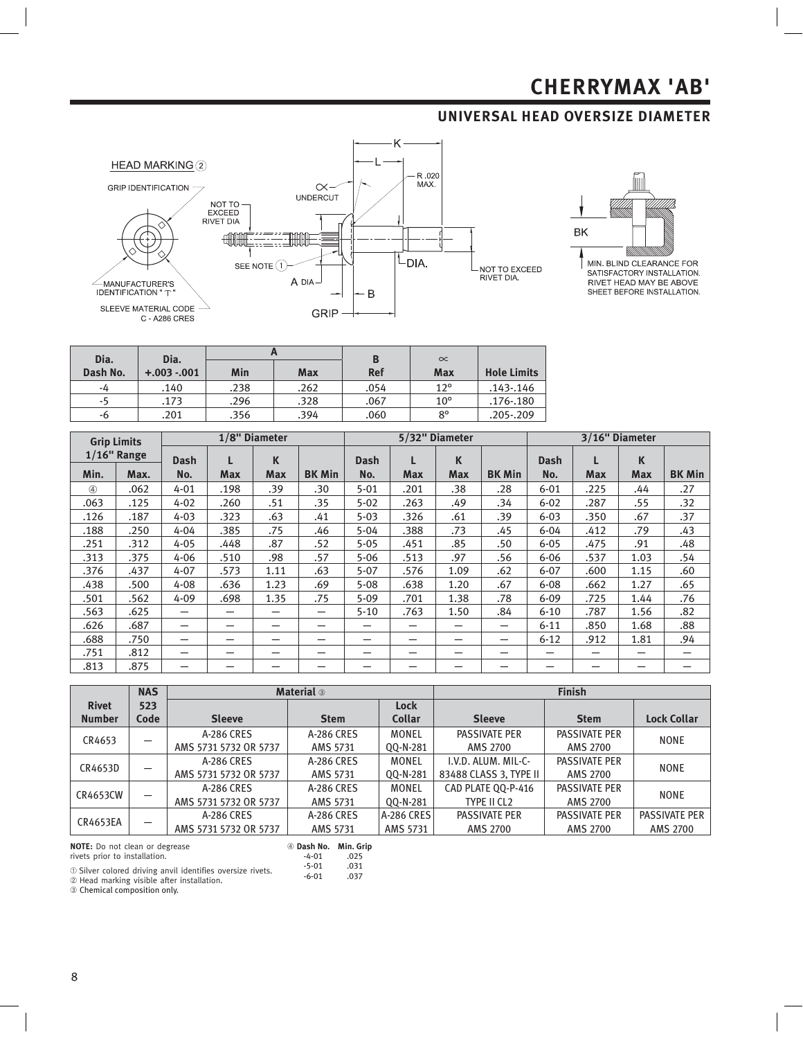# CHERRYMAX 'AB'

## UNIVERSAL HEAD OVERSIZE DIAMETER

HEAD MARKING ②

GRIP IDENTIFICATION

MANUFACTURER'S IDENTIFICATION "⊤"

SLEEVE MATERIAL CODE C - A286 CRES

NOT TO EXCEED RIVET DIA

SEE NOTE ①

∝ UNDERCUT

A DIA

GRIP

K

L

R .020 MAX.

DIA.

B

NOT TO EXCEED RIVET DIA.

BK

MIN. BLIND CLEARANCE FOR SATISFACTORY INSTALLATION. RIVET HEAD MAY BE ABOVE SHEET BEFORE INSTALLATION.

| Dia. Dash No. | Dia. +.003 -.001 | A | | B Ref | ∝ Max | Hole Limits |
|---|---|---|---|---|---|---|
| | | Min | Max | | | |
| -4 | .140 | .238 | .262 | .054 | 12° | .143-.146 |
| -5 | .173 | .296 | .328 | .067 | 10° | .176-.180 |
| -6 | .201 | .356 | .394 | .060 | 8° | .205-.209 |

| Grip Limits 1/16" Range | | 1/8" Diameter | | | | 5/32" Diameter | | | | 3/16" Diameter | | | |
|---|---|---|---|---|---|---|---|---|---|---|---|---|---|
| Min. | Max. | Dash No. | L Max | K Max | BK Min | Dash No. | L Max | K Max | BK Min | Dash No. | L Max | K Max | BK Min |
| ④ | .062 | 4-01 | .198 | .39 | .30 | 5-01 | .201 | .38 | .28 | 6-01 | .225 | .44 | .27 |
| .063 | .125 | 4-02 | .260 | .51 | .35 | 5-02 | .263 | .49 | .34 | 6-02 | .287 | .55 | .32 |
| .126 | .187 | 4-03 | .323 | .63 | .41 | 5-03 | .326 | .61 | .39 | 6-03 | .350 | .67 | .37 |
| .188 | .250 | 4-04 | .385 | .75 | .46 | 5-04 | .388 | .73 | .45 | 6-04 | .412 | .79 | .43 |
| .251 | .312 | 4-05 | .448 | .87 | .52 | 5-05 | .451 | .85 | .50 | 6-05 | .475 | .91 | .48 |
| .313 | .375 | 4-06 | .510 | .98 | .57 | 5-06 | .513 | .97 | .56 | 6-06 | .537 | 1.03 | .54 |
| .376 | .437 | 4-07 | .573 | 1.11 | .63 | 5-07 | .576 | 1.09 | .62 | 6-07 | .600 | 1.15 | .60 |
| .438 | .500 | 4-08 | .636 | 1.23 | .69 | 5-08 | .638 | 1.20 | .67 | 6-08 | .662 | 1.27 | .65 |
| .501 | .562 | 4-09 | .698 | 1.35 | .75 | 5-09 | .701 | 1.38 | .78 | 6-09 | .725 | 1.44 | .76 |
| .563 | .625 | — | — | — | — | 5-10 | .763 | 1.50 | .84 | 6-10 | .787 | 1.56 | .82 |
| .626 | .687 | — | — | — | — | — | — | — | — | 6-11 | .850 | 1.68 | .88 |
| .688 | .750 | — | — | — | — | — | — | — | — | 6-12 | .912 | 1.81 | .94 |
| .751 | .812 | — | — | — | — | — | — | — | — | — | — | — | — |
| .813 | .875 | — | — | — | — | — | — | — | — | — | — | — | — |

| Rivet Number | NAS 523 Code | Material ③ | | | Finish | | |
|---|---|---|---|---|---|---|---|
| | | Sleeve | Stem | Lock Collar | Sleeve | Stem | Lock Collar |
| CR4653 | — | A-286 CRES AMS 5731 5732 OR 5737 | A-286 CRES AMS 5731 | MONEL QQ-N-281 | PASSIVATE PER AMS 2700 | PASSIVATE PER AMS 2700 | NONE |
| CR4653D | — | A-286 CRES AMS 5731 5732 OR 5737 | A-286 CRES AMS 5731 | MONEL QQ-N-281 | I.V.D. ALUM. MIL-C-83488 CLASS 3, TYPE II | PASSIVATE PER AMS 2700 | NONE |
| CR4653CW | — | A-286 CRES AMS 5731 5732 OR 5737 | A-286 CRES AMS 5731 | MONEL QQ-N-281 | CAD PLATE QQ-P-416 TYPE II CL2 | PASSIVATE PER AMS 2700 | NONE |
| CR4653EA | — | A-286 CRES AMS 5731 5732 OR 5737 | A-286 CRES AMS 5731 | A-286 CRES AMS 5731 | PASSIVATE PER AMS 2700 | PASSIVATE PER AMS 2700 | PASSIVATE PER AMS 2700 |

**NOTE:** Do not clean or degrease rivets prior to installation.

① Silver colored driving anvil identifies oversize rivets.
② Head marking visible after installation.
③ Chemical composition only.

④

| Dash No. | Min. Grip |
|---|---|
| -4-01 | .025 |
| -5-01 | .031 |
| -6-01 | .037 |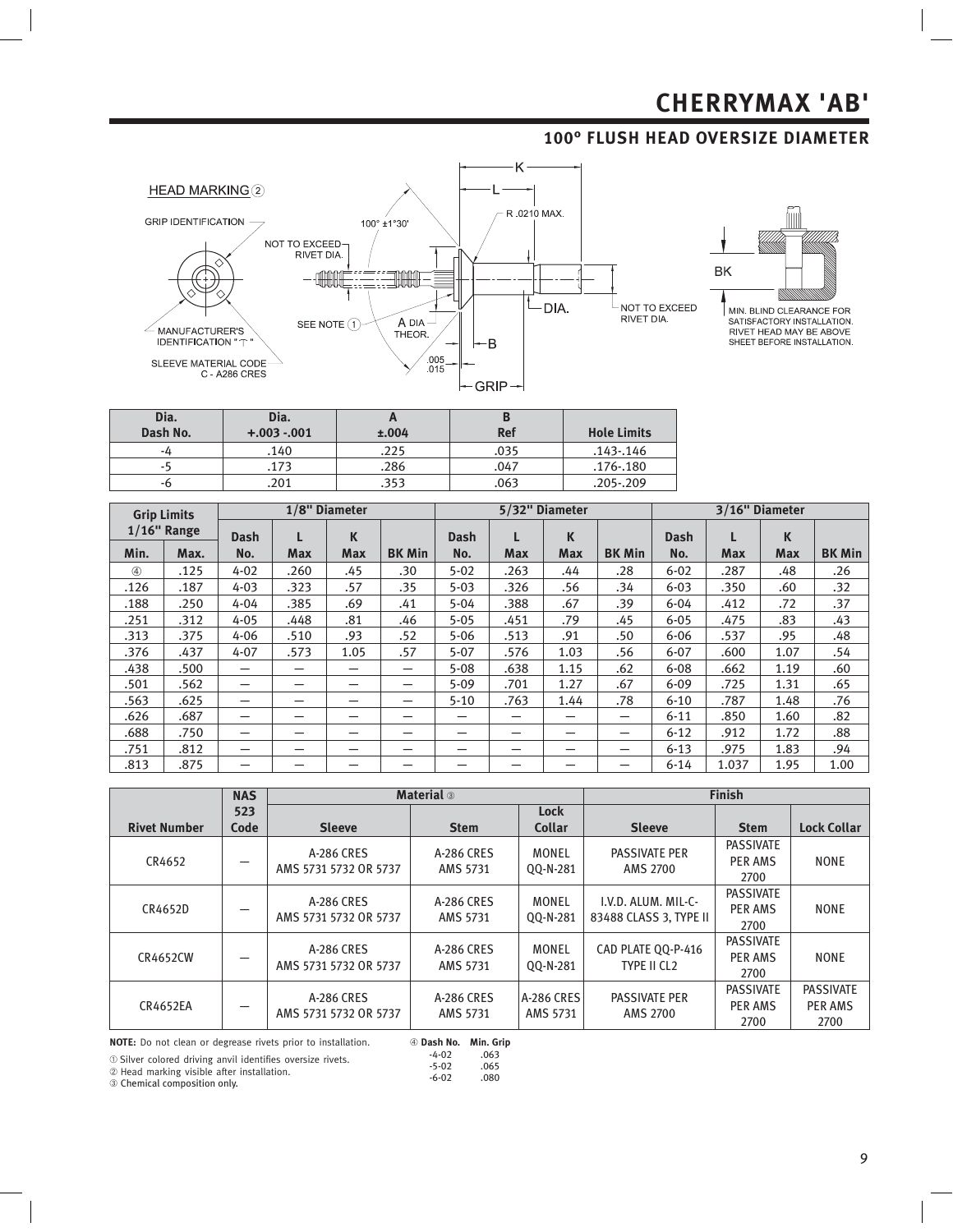# CHERRYMAX 'AB'

## 100° FLUSH HEAD OVERSIZE DIAMETER

HEAD MARKING ②

GRIP IDENTIFICATION

MANUFACTURER'S IDENTIFICATION "⊤"

SLEEVE MATERIAL CODE C - A286 CRES

NOT TO EXCEED RIVET DIA.

100° ±1°30'

SEE NOTE ①

A DIA THEOR.

.005 .015

K

L

R .0210 MAX.

DIA.

NOT TO EXCEED RIVET DIA.

B

GRIP

BK

MIN. BLIND CLEARANCE FOR SATISFACTORY INSTALLATION. RIVET HEAD MAY BE ABOVE SHEET BEFORE INSTALLATION.

| Dia. Dash No. | Dia. +.003 -.001 | A ±.004 | B Ref | Hole Limits |
|---|---|---|---|---|
| -4 | .140 | .225 | .035 | .143-.146 |
| -5 | .173 | .286 | .047 | .176-.180 |
| -6 | .201 | .353 | .063 | .205-.209 |

| Grip Limits 1/16" Range | | 1/8" Diameter | | | | 5/32" Diameter | | | | 3/16" Diameter | | | |
|---|---|---|---|---|---|---|---|---|---|---|---|---|---|
| Min. | Max. | Dash No. | L Max | K Max | BK Min | Dash No. | L Max | K Max | BK Min | Dash No. | L Max | K Max | BK Min |
| ④ | .125 | 4-02 | .260 | .45 | .30 | 5-02 | .263 | .44 | .28 | 6-02 | .287 | .48 | .26 |
| .126 | .187 | 4-03 | .323 | .57 | .35 | 5-03 | .326 | .56 | .34 | 6-03 | .350 | .60 | .32 |
| .188 | .250 | 4-04 | .385 | .69 | .41 | 5-04 | .388 | .67 | .39 | 6-04 | .412 | .72 | .37 |
| .251 | .312 | 4-05 | .448 | .81 | .46 | 5-05 | .451 | .79 | .45 | 6-05 | .475 | .83 | .43 |
| .313 | .375 | 4-06 | .510 | .93 | .52 | 5-06 | .513 | .91 | .50 | 6-06 | .537 | .95 | .48 |
| .376 | .437 | 4-07 | .573 | 1.05 | .57 | 5-07 | .576 | 1.03 | .56 | 6-07 | .600 | 1.07 | .54 |
| .438 | .500 | — | — | — | — | 5-08 | .638 | 1.15 | .62 | 6-08 | .662 | 1.19 | .60 |
| .501 | .562 | — | — | — | — | 5-09 | .701 | 1.27 | .67 | 6-09 | .725 | 1.31 | .65 |
| .563 | .625 | — | — | — | — | 5-10 | .763 | 1.44 | .78 | 6-10 | .787 | 1.48 | .76 |
| .626 | .687 | — | — | — | — | — | — | — | — | 6-11 | .850 | 1.60 | .82 |
| .688 | .750 | — | — | — | — | — | — | — | — | 6-12 | .912 | 1.72 | .88 |
| .751 | .812 | — | — | — | — | — | — | — | — | 6-13 | .975 | 1.83 | .94 |
| .813 | .875 | — | — | — | — | — | — | — | — | 6-14 | 1.037 | 1.95 | 1.00 |

| Rivet Number | NAS 523 Code | Material ③ | | | Finish | | |
|---|---|---|---|---|---|---|---|
| | | Sleeve | Stem | Lock Collar | Sleeve | Stem | Lock Collar |
| CR4652 | — | A-286 CRES AMS 5731 5732 OR 5737 | A-286 CRES AMS 5731 | MONEL QQ-N-281 | PASSIVATE PER AMS 2700 | PASSIVATE PER AMS 2700 | NONE |
| CR4652D | — | A-286 CRES AMS 5731 5732 OR 5737 | A-286 CRES AMS 5731 | MONEL QQ-N-281 | I.V.D. ALUM. MIL-C-83488 CLASS 3, TYPE II | PASSIVATE PER AMS 2700 | NONE |
| CR4652CW | — | A-286 CRES AMS 5731 5732 OR 5737 | A-286 CRES AMS 5731 | MONEL QQ-N-281 | CAD PLATE QQ-P-416 TYPE II CL2 | PASSIVATE PER AMS 2700 | NONE |
| CR4652EA | — | A-286 CRES AMS 5731 5732 OR 5737 | A-286 CRES AMS 5731 | A-286 CRES AMS 5731 | PASSIVATE PER AMS 2700 | PASSIVATE PER AMS 2700 | PASSIVATE PER AMS 2700 |

**NOTE:** Do not clean or degrease rivets prior to installation.

① Silver colored driving anvil identifies oversize rivets.
② Head marking visible after installation.
③ Chemical composition only.

| ④ Dash No. | Min. Grip |
|---|---|
| -4-02 | .063 |
| -5-02 | .065 |
| -6-02 | .080 |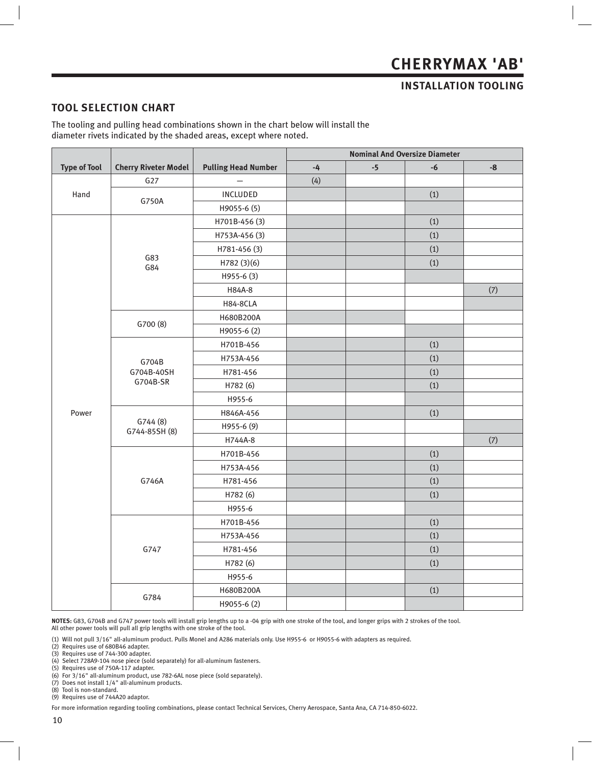# CHERRYMAX 'AB'

## INSTALLATION TOOLING

### TOOL SELECTION CHART

The tooling and pulling head combinations shown in the chart below will install the diameter rivets indicated by the shaded areas, except where noted.

| Type of Tool | Cherry Riveter Model | Pulling Head Number | Nominal And Oversize Diameter | | | |
|---|---|---|---|---|---|---|
| | | | -4 | -5 | -6 | -8 |
| Hand | G27 | — | (4) | | | |
| | G750A | INCLUDED | | | (1) | |
| | | H9055-6 (5) | | | | |
| Power | G83<br>G84 | H701B-456 (3) | | | (1) | |
| | | H753A-456 (3) | | | (1) | |
| | | H781-456 (3) | | | (1) | |
| | | H782 (3)(6) | | | (1) | |
| | | H955-6 (3) | | | | |
| | | H84A-8 | | | | (7) |
| | | H84-8CLA | | | | |
| | G700 (8) | H680B200A | | | | |
| | | H9055-6 (2) | | | | |
| | G704B<br>G704B-40SH<br>G704B-SR | H701B-456 | | | (1) | |
| | | H753A-456 | | | (1) | |
| | | H781-456 | | | (1) | |
| | | H782 (6) | | | (1) | |
| | | H955-6 | | | | |
| | G744 (8)<br>G744-85SH (8) | H846A-456 | | | (1) | |
| | | H955-6 (9) | | | | |
| | | H744A-8 | | | | (7) |
| | G746A | H701B-456 | | | (1) | |
| | | H753A-456 | | | (1) | |
| | | H781-456 | | | (1) | |
| | | H782 (6) | | | (1) | |
| | | H955-6 | | | | |
| | G747 | H701B-456 | | | (1) | |
| | | H753A-456 | | | (1) | |
| | | H781-456 | | | (1) | |
| | | H782 (6) | | | (1) | |
| | | H955-6 | | | | |
| | G784 | H680B200A | | | (1) | |
| | | H9055-6 (2) | | | | |

**NOTES:** G83, G704B and G747 power tools will install grip lengths up to a -04 grip with one stroke of the tool, and longer grips with 2 strokes of the tool. All other power tools will pull all grip lengths with one stroke of the tool.

(1) Will not pull 3/16" all-aluminum product. Pulls Monel and A286 materials only. Use H955-6 or H9055-6 with adapters as required.
(2) Requires use of 680B46 adapter.
(3) Requires use of 744-300 adapter.
(4) Select 728A9-104 nose piece (sold separately) for all-aluminum fasteners.
(5) Requires use of 750A-117 adapter.
(6) For 3/16" all-aluminum product, use 782-6AL nose piece (sold separately).
(7) Does not install 1/4" all-aluminum products.
(8) Tool is non-standard.
(9) Requires use of 744A20 adaptor.

For more information regarding tooling combinations, please contact Technical Services, Cherry Aerospace, Santa Ana, CA 714-850-6022.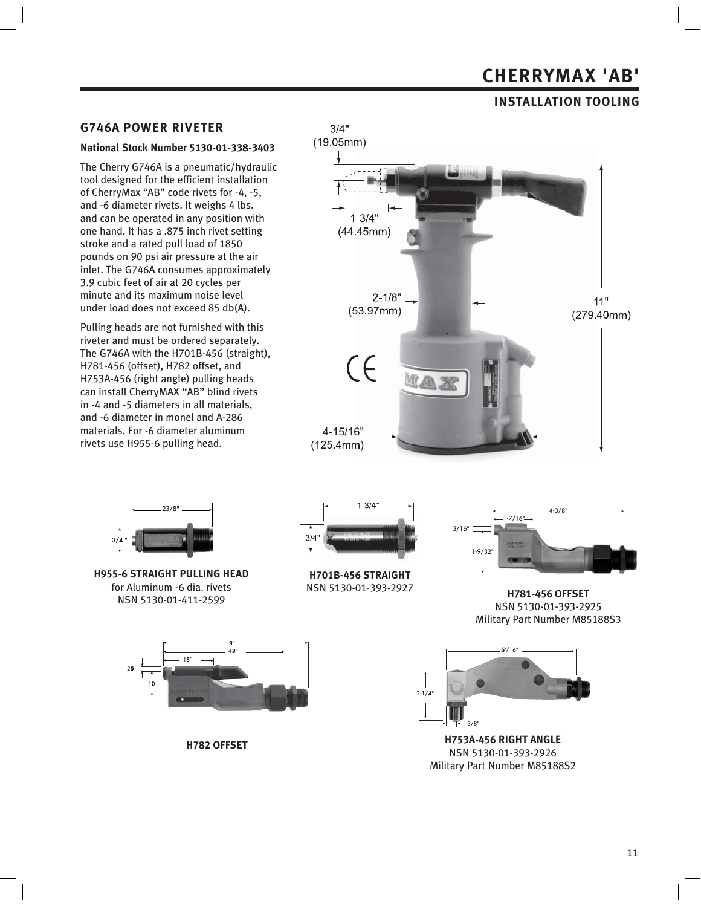# CHERRYMAX 'AB'

## INSTALLATION TOOLING

### G746A POWER RIVETER

**National Stock Number 5130-01-338-3403**

The Cherry G746A is a pneumatic/hydraulic tool designed for the efficient installation of CherryMax "AB" code rivets for -4, -5, and -6 diameter rivets. It weighs 4 lbs. and can be operated in any position with one hand. It has a .875 inch rivet setting stroke and a rated pull load of 1850 pounds on 90 psi air pressure at the air inlet. The G746A consumes approximately 3.9 cubic feet of air at 20 cycles per minute and its maximum noise level under load does not exceed 85 db(A).

Pulling heads are not furnished with this riveter and must be ordered separately. The G746A with the H701B-456 (straight), H781-456 (offset), H782 offset, and H753A-456 (right angle) pulling heads can install CherryMAX "AB" blind rivets in -4 and -5 diameters in all materials, and -6 diameter in monel and A-286 materials. For -6 diameter aluminum rivets use H955-6 pulling head.

3/4" (19.05mm)

1-3/4" (44.45mm)

2-1/8" (53.97mm)

11" (279.40mm)

4-15/16" (125.4mm)

23/8"

3/4 "

**H955-6 STRAIGHT PULLING HEAD**
for Aluminum -6 dia. rivets
NSN 5130-01-411-2599

1-3/4"

3/4"

**H701B-456 STRAIGHT**
NSN 5130-01-393-2927

3/16"

1-7/16"

4-3/8"

1-9/32"

**H781-456 OFFSET**
NSN 5130-01-393-2925
Military Part Number M85188S3

9"

49"

13"

26

10

**H782 OFFSET**

5 7/16"

2-1/4"

3/8"

**H753A-456 RIGHT ANGLE**
NSN 5130-01-393-2926
Military Part Number M85188S2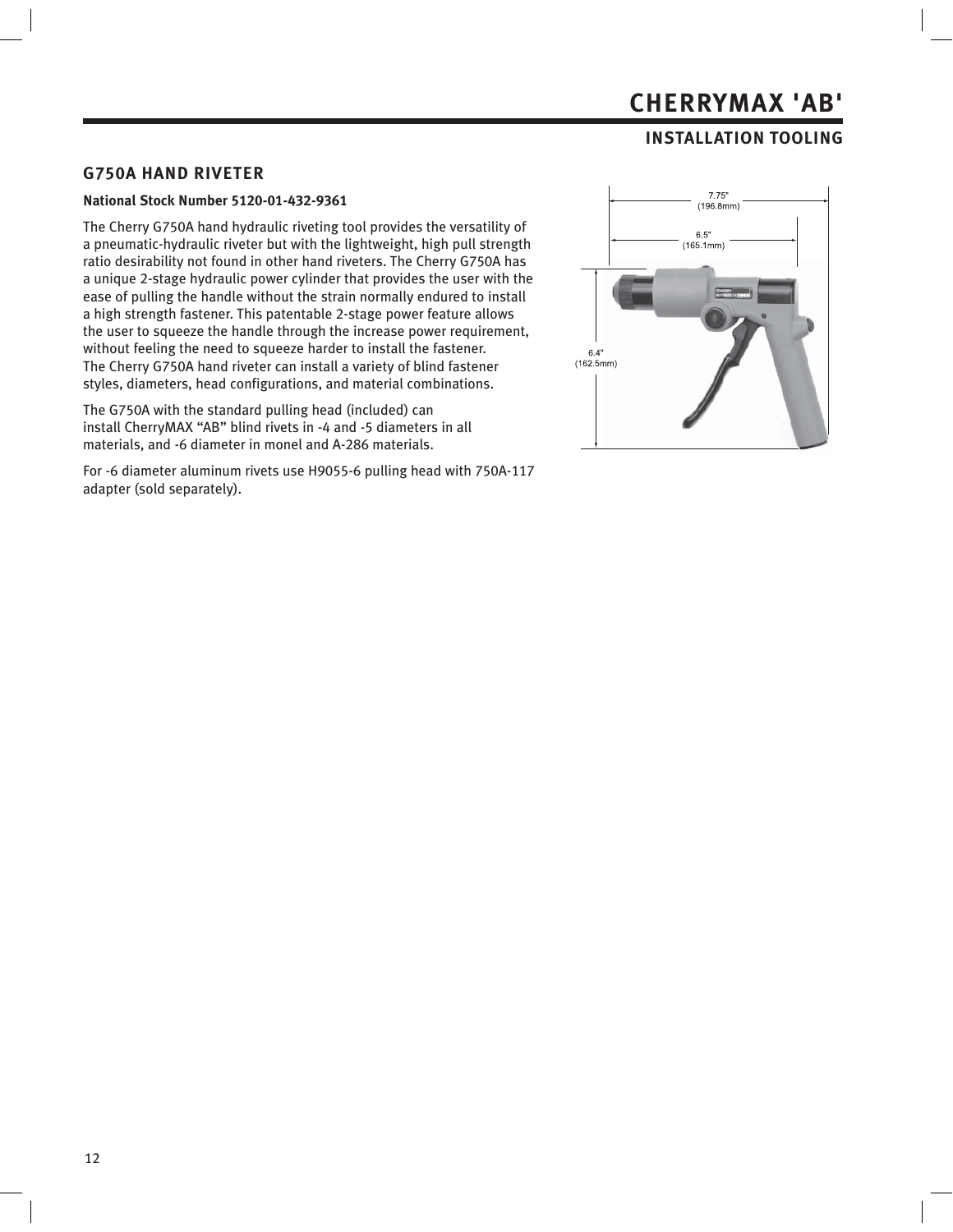# CHERRYMAX 'AB'

## INSTALLATION TOOLING

### G750A HAND RIVETER

**National Stock Number 5120-01-432-9361**

The Cherry G750A hand hydraulic riveting tool provides the versatility of a pneumatic-hydraulic riveter but with the lightweight, high pull strength ratio desirability not found in other hand riveters. The Cherry G750A has a unique 2-stage hydraulic power cylinder that provides the user with the ease of pulling the handle without the strain normally endured to install a high strength fastener. This patentable 2-stage power feature allows the user to squeeze the handle through the increase power requirement, without feeling the need to squeeze harder to install the fastener. The Cherry G750A hand riveter can install a variety of blind fastener styles, diameters, head configurations, and material combinations.

The G750A with the standard pulling head (included) can install CherryMAX "AB" blind rivets in -4 and -5 diameters in all materials, and -6 diameter in monel and A-286 materials.

For -6 diameter aluminum rivets use H9055-6 pulling head with 750A-117 adapter (sold separately).

7.75" (196.8mm)

6.5" (165.1mm)

6.4" (162.5mm)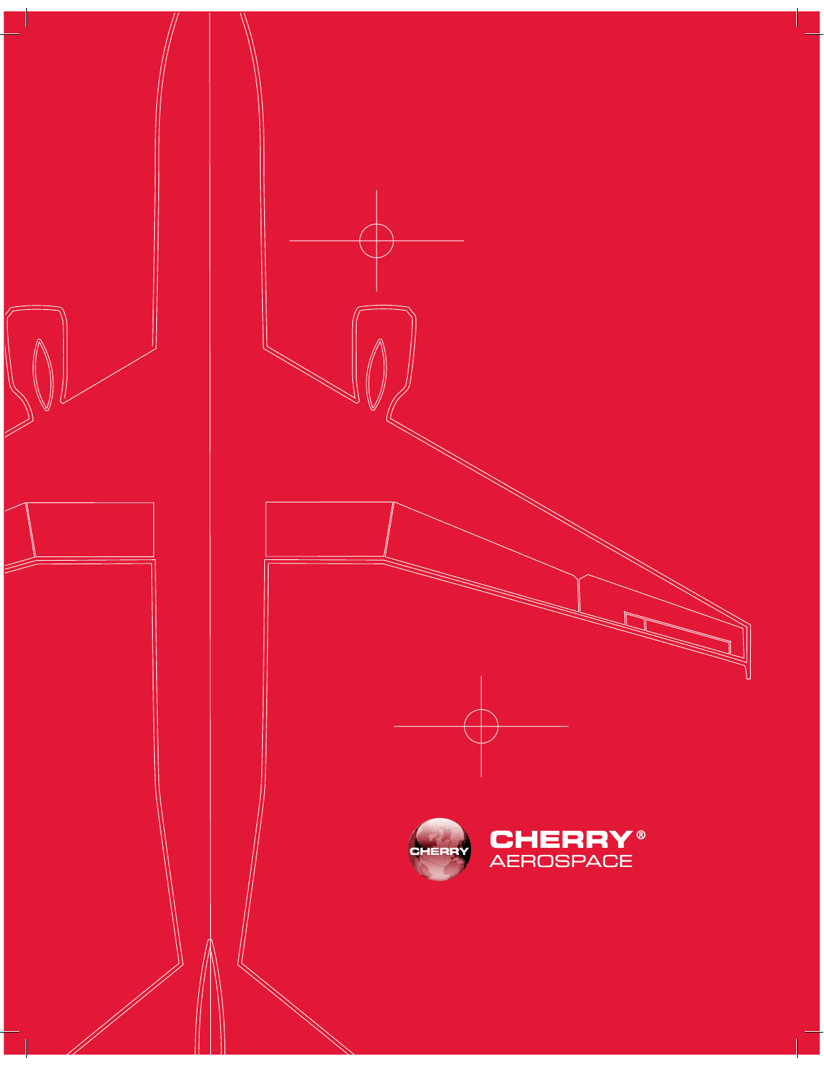CHERRY®
AEROSPACE